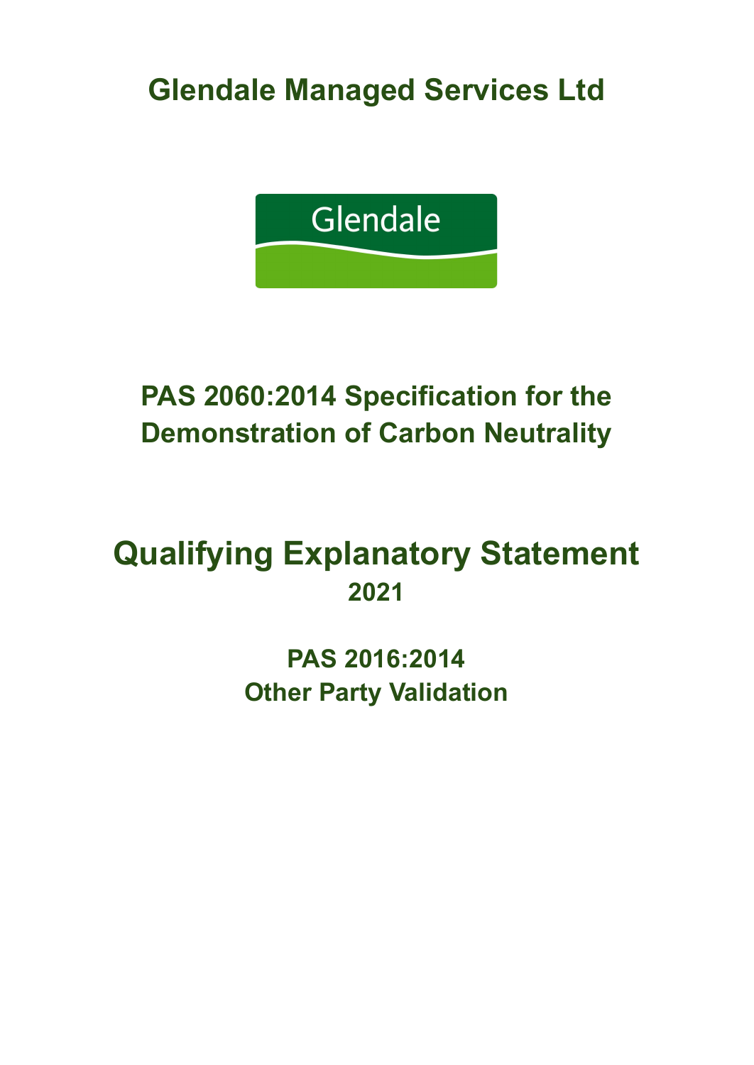# Glendale Managed Services Ltd

Glendale

## PAS 2060:2014 Specification for the Demonstration of Carbon Neutrality

# Qualifying Explanatory Statement

**2021**

**PAS 2016:2014**

**Other Party Validation**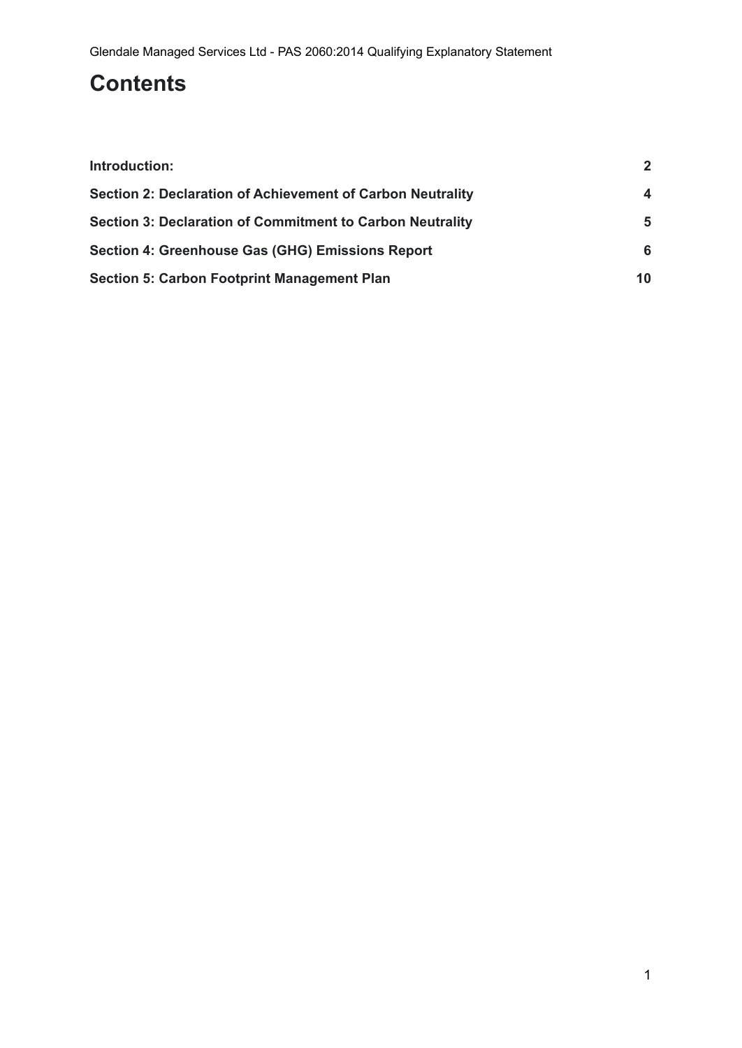# Contents

| | |
|---|---|
| **Introduction:** | **2** |
| **Section 2: Declaration of Achievement of Carbon Neutrality** | **4** |
| **Section 3: Declaration of Commitment to Carbon Neutrality** | **5** |
| **Section 4: Greenhouse Gas (GHG) Emissions Report** | **6** |
| **Section 5: Carbon Footprint Management Plan** | **10** |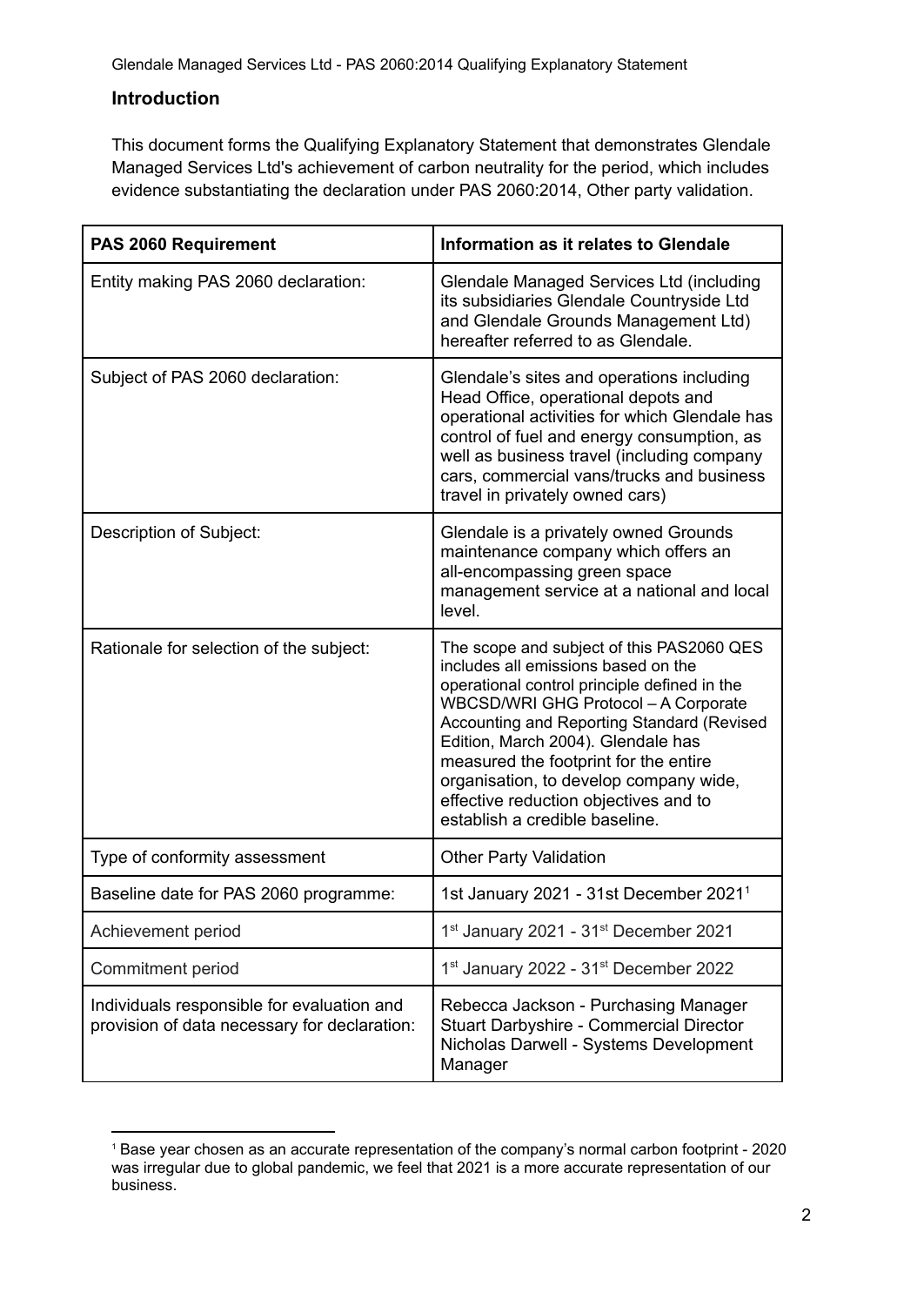## Introduction

This document forms the Qualifying Explanatory Statement that demonstrates Glendale Managed Services Ltd's achievement of carbon neutrality for the period, which includes evidence substantiating the declaration under PAS 2060:2014, Other party validation.

| PAS 2060 Requirement | Information as it relates to Glendale |
| --- | --- |
| Entity making PAS 2060 declaration: | Glendale Managed Services Ltd (including its subsidiaries Glendale Countryside Ltd and Glendale Grounds Management Ltd) hereafter referred to as Glendale. |
| Subject of PAS 2060 declaration: | Glendale's sites and operations including Head Office, operational depots and operational activities for which Glendale has control of fuel and energy consumption, as well as business travel (including company cars, commercial vans/trucks and business travel in privately owned cars) |
| Description of Subject: | Glendale is a privately owned Grounds maintenance company which offers an all-encompassing green space management service at a national and local level. |
| Rationale for selection of the subject: | The scope and subject of this PAS2060 QES includes all emissions based on the operational control principle defined in the WBCSD/WRI GHG Protocol – A Corporate Accounting and Reporting Standard (Revised Edition, March 2004). Glendale has measured the footprint for the entire organisation, to develop company wide, effective reduction objectives and to establish a credible baseline. |
| Type of conformity assessment | Other Party Validation |
| Baseline date for PAS 2060 programme: | 1st January 2021 - 31st December 2021[1] |
| Achievement period | 1st January 2021 - 31st December 2021 |
| Commitment period | 1st January 2022 - 31st December 2022 |
| Individuals responsible for evaluation and provision of data necessary for declaration: | Rebecca Jackson - Purchasing Manager<br>Stuart Darbyshire - Commercial Director<br>Nicholas Darwell - Systems Development Manager |

[1] Base year chosen as an accurate representation of the company's normal carbon footprint - 2020 was irregular due to global pandemic, we feel that 2021 is a more accurate representation of our business.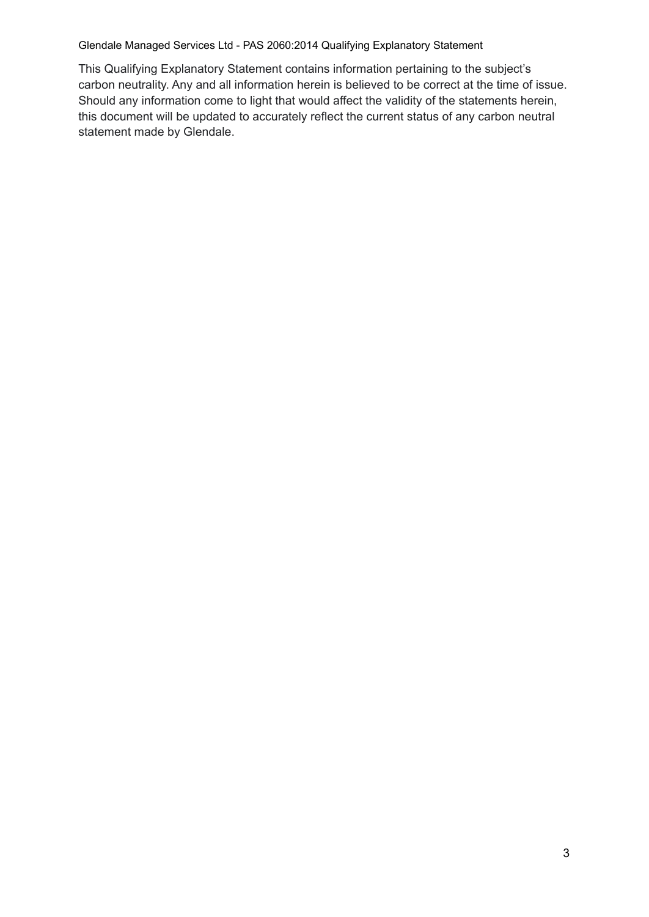This Qualifying Explanatory Statement contains information pertaining to the subject's carbon neutrality. Any and all information herein is believed to be correct at the time of issue. Should any information come to light that would affect the validity of the statements herein, this document will be updated to accurately reflect the current status of any carbon neutral statement made by Glendale.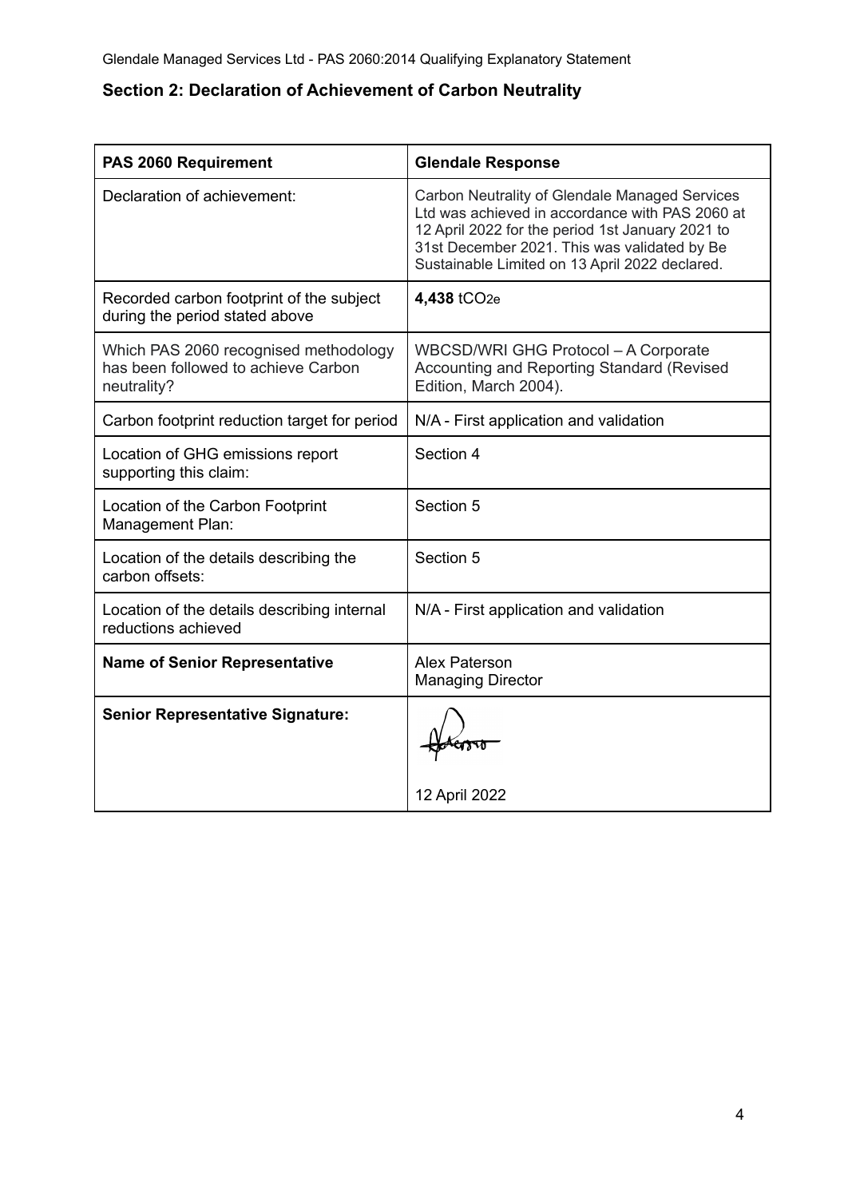## Section 2: Declaration of Achievement of Carbon Neutrality

| PAS 2060 Requirement | Glendale Response |
| --- | --- |
| Declaration of achievement: | Carbon Neutrality of Glendale Managed Services Ltd was achieved in accordance with PAS 2060 at 12 April 2022 for the period 1st January 2021 to 31st December 2021. This was validated by Be Sustainable Limited on 13 April 2022 declared. |
| Recorded carbon footprint of the subject during the period stated above | **4,438** $tCO_{2e}$ |
| Which PAS 2060 recognised methodology has been followed to achieve Carbon neutrality? | WBCSD/WRI GHG Protocol – A Corporate Accounting and Reporting Standard (Revised Edition, March 2004). |
| Carbon footprint reduction target for period | N/A - First application and validation |
| Location of GHG emissions report supporting this claim: | Section 4 |
| Location of the Carbon Footprint Management Plan: | Section 5 |
| Location of the details describing the carbon offsets: | Section 5 |
| Location of the details describing internal reductions achieved | N/A - First application and validation |
| **Name of Senior Representative** | Alex Paterson<br>Managing Director |
| **Senior Representative Signature:** | 12 April 2022 |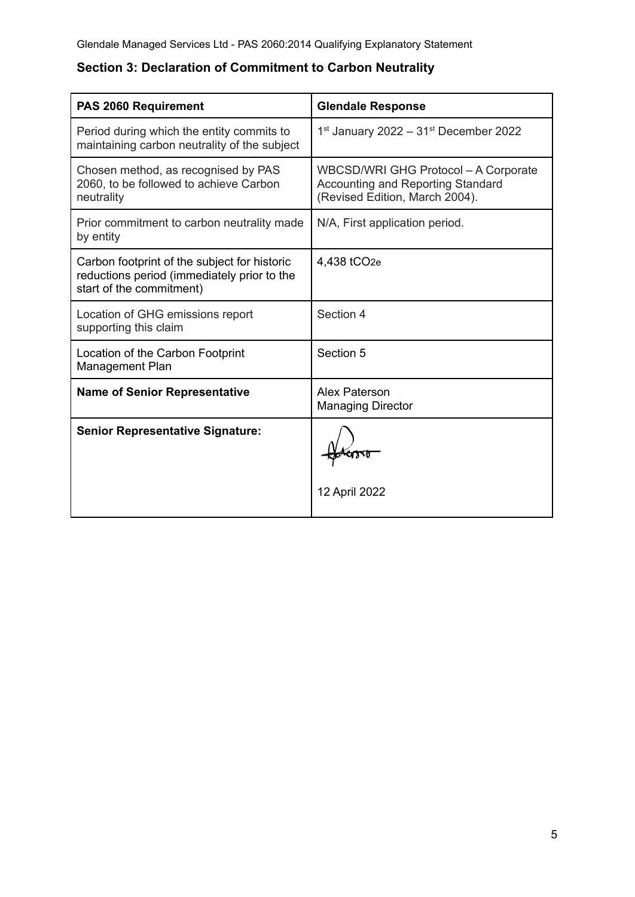## Section 3: Declaration of Commitment to Carbon Neutrality

| PAS 2060 Requirement | Glendale Response |
|---|---|
| Period during which the entity commits to maintaining carbon neutrality of the subject | 1st January 2022 – 31st December 2022 |
| Chosen method, as recognised by PAS 2060, to be followed to achieve Carbon neutrality | WBCSD/WRI GHG Protocol – A Corporate Accounting and Reporting Standard (Revised Edition, March 2004). |
| Prior commitment to carbon neutrality made by entity | N/A, First application period. |
| Carbon footprint of the subject for historic reductions period (immediately prior to the start of the commitment) | 4,438 $tCO_{2e}$ |
| Location of GHG emissions report supporting this claim | Section 4 |
| Location of the Carbon Footprint Management Plan | Section 5 |
| **Name of Senior Representative** | Alex Paterson<br>Managing Director |
| **Senior Representative Signature:** | 12 April 2022 |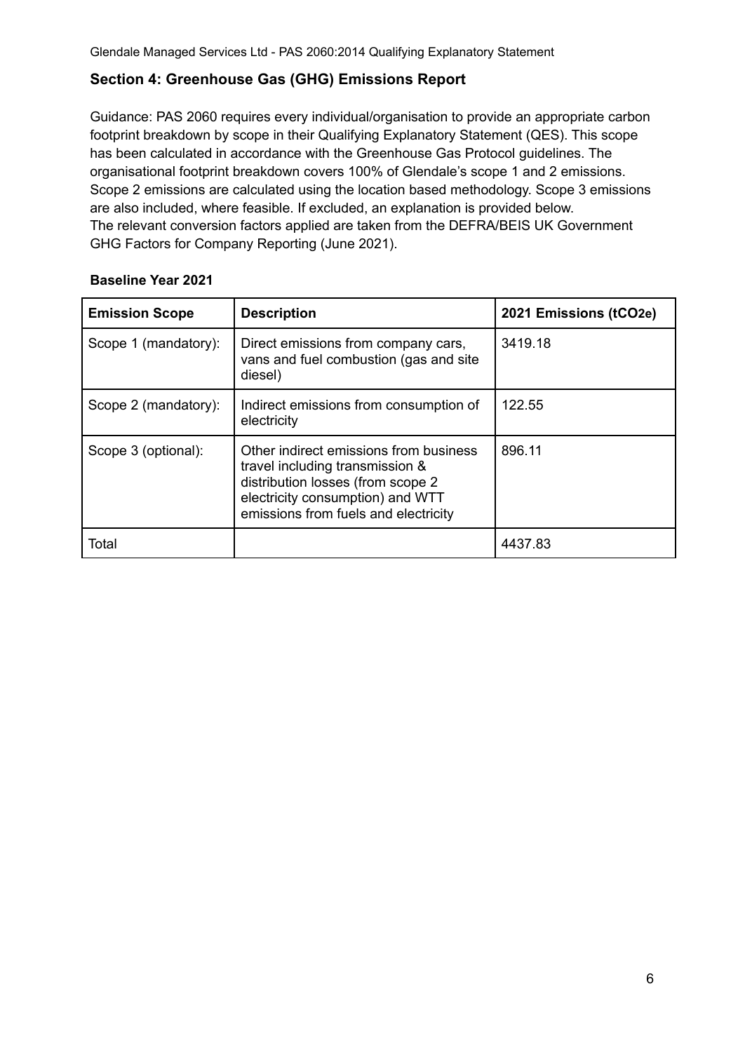## Section 4: Greenhouse Gas (GHG) Emissions Report

Guidance: PAS 2060 requires every individual/organisation to provide an appropriate carbon footprint breakdown by scope in their Qualifying Explanatory Statement (QES). This scope has been calculated in accordance with the Greenhouse Gas Protocol guidelines. The organisational footprint breakdown covers 100% of Glendale's scope 1 and 2 emissions. Scope 2 emissions are calculated using the location based methodology. Scope 3 emissions are also included, where feasible. If excluded, an explanation is provided below. The relevant conversion factors applied are taken from the DEFRA/BEIS UK Government GHG Factors for Company Reporting (June 2021).

**Baseline Year 2021**

| Emission Scope | Description | 2021 Emissions ($tCO_2e$) |
|---|---|---|
| Scope 1 (mandatory): | Direct emissions from company cars, vans and fuel combustion (gas and site diesel) | 3419.18 |
| Scope 2 (mandatory): | Indirect emissions from consumption of electricity | 122.55 |
| Scope 3 (optional): | Other indirect emissions from business travel including transmission & distribution losses (from scope 2 electricity consumption) and WTT emissions from fuels and electricity | 896.11 |
| Total | | 4437.83 |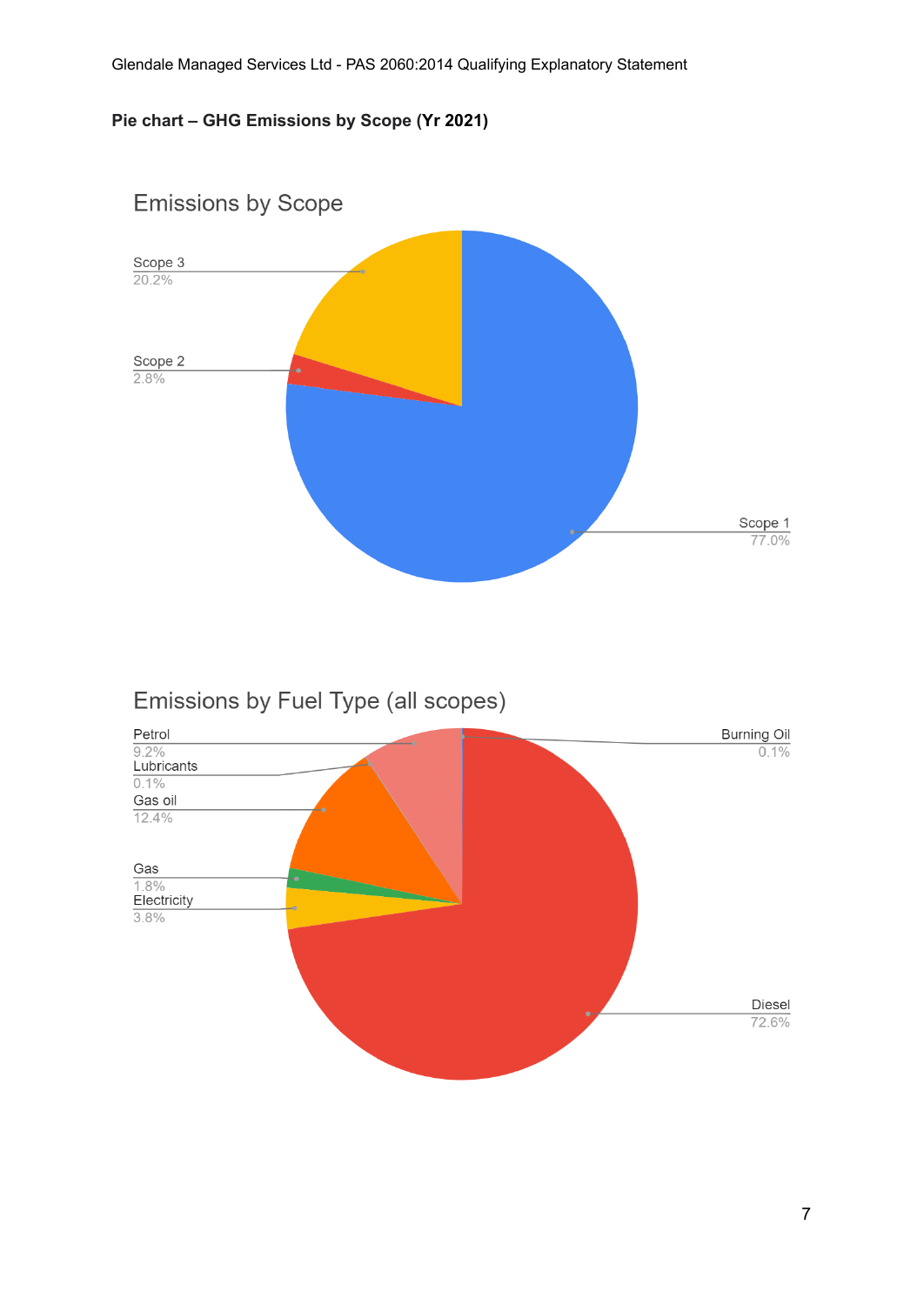**Pie chart – GHG Emissions by Scope (Yr 2021)**

Emissions by Scope

| Scope | Share |
|---|---|
| Scope 1 | 77.0% |
| Scope 2 | 2.8% |
| Scope 3 | 20.2% |

Emissions by Fuel Type (all scopes)

| Fuel Type | Share |
|---|---|
| Petrol | 9.2% |
| Lubricants | 0.1% |
| Gas oil | 12.4% |
| Gas | 1.8% |
| Electricity | 3.8% |
| Diesel | 72.6% |
| Burning Oil | 0.1% |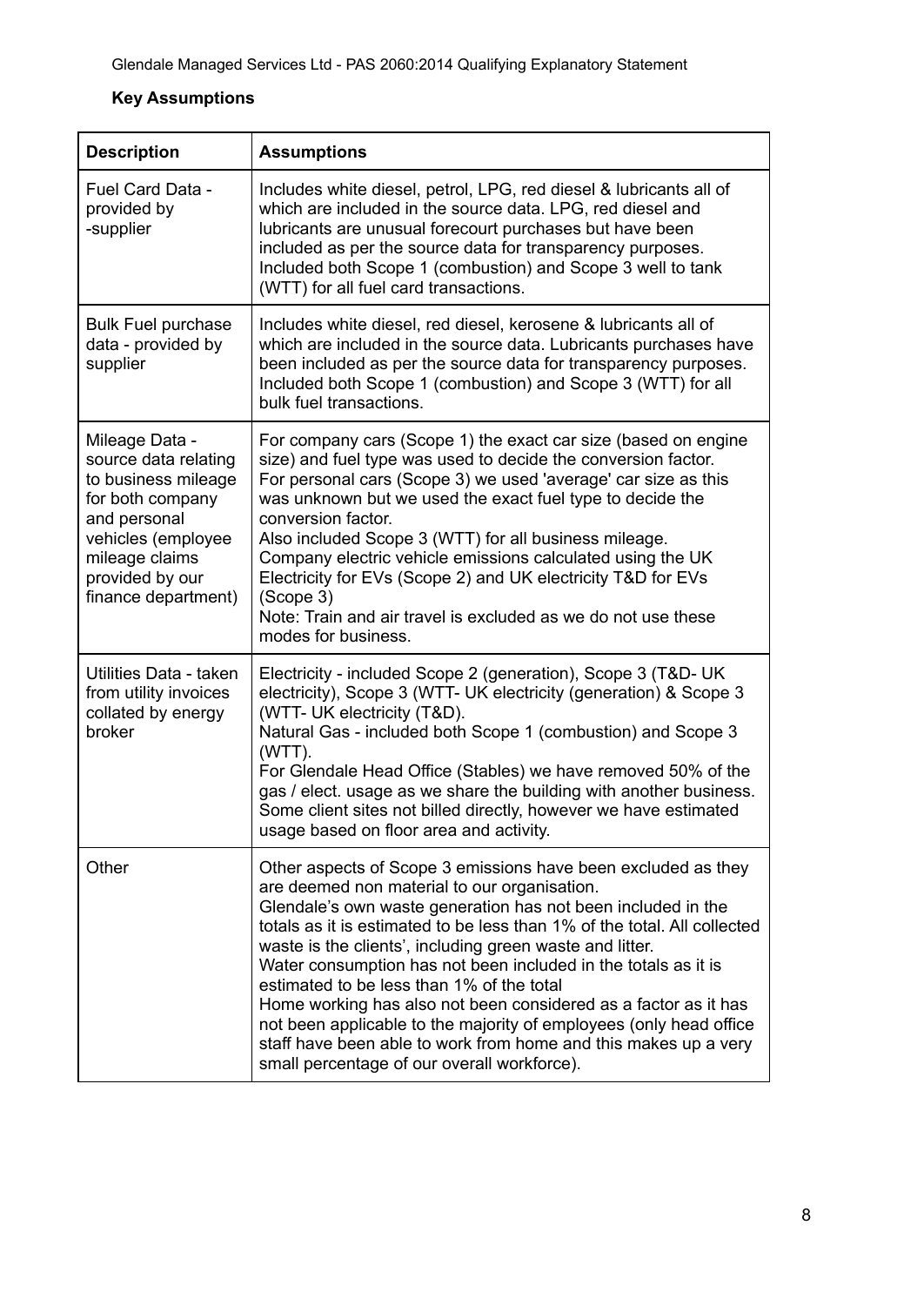**Key Assumptions**

| Description | Assumptions |
|---|---|
| Fuel Card Data - provided by -supplier | Includes white diesel, petrol, LPG, red diesel & lubricants all of which are included in the source data. LPG, red diesel and lubricants are unusual forecourt purchases but have been included as per the source data for transparency purposes. Included both Scope 1 (combustion) and Scope 3 well to tank (WTT) for all fuel card transactions. |
| Bulk Fuel purchase data - provided by supplier | Includes white diesel, red diesel, kerosene & lubricants all of which are included in the source data. Lubricants purchases have been included as per the source data for transparency purposes. Included both Scope 1 (combustion) and Scope 3 (WTT) for all bulk fuel transactions. |
| Mileage Data - source data relating to business mileage for both company and personal vehicles (employee mileage claims provided by our finance department) | For company cars (Scope 1) the exact car size (based on engine size) and fuel type was used to decide the conversion factor. For personal cars (Scope 3) we used 'average' car size as this was unknown but we used the exact fuel type to decide the conversion factor. Also included Scope 3 (WTT) for all business mileage. Company electric vehicle emissions calculated using the UK Electricity for EVs (Scope 2) and UK electricity T&D for EVs (Scope 3) Note: Train and air travel is excluded as we do not use these modes for business. |
| Utilities Data - taken from utility invoices collated by energy broker | Electricity - included Scope 2 (generation), Scope 3 (T&D- UK electricity), Scope 3 (WTT- UK electricity (generation) & Scope 3 (WTT- UK electricity (T&D). Natural Gas - included both Scope 1 (combustion) and Scope 3 (WTT). For Glendale Head Office (Stables) we have removed 50% of the gas / elect. usage as we share the building with another business. Some client sites not billed directly, however we have estimated usage based on floor area and activity. |
| Other | Other aspects of Scope 3 emissions have been excluded as they are deemed non material to our organisation. Glendale's own waste generation has not been included in the totals as it is estimated to be less than 1% of the total. All collected waste is the clients', including green waste and litter. Water consumption has not been included in the totals as it is estimated to be less than 1% of the total Home working has also not been considered as a factor as it has not been applicable to the majority of employees (only head office staff have been able to work from home and this makes up a very small percentage of our overall workforce). |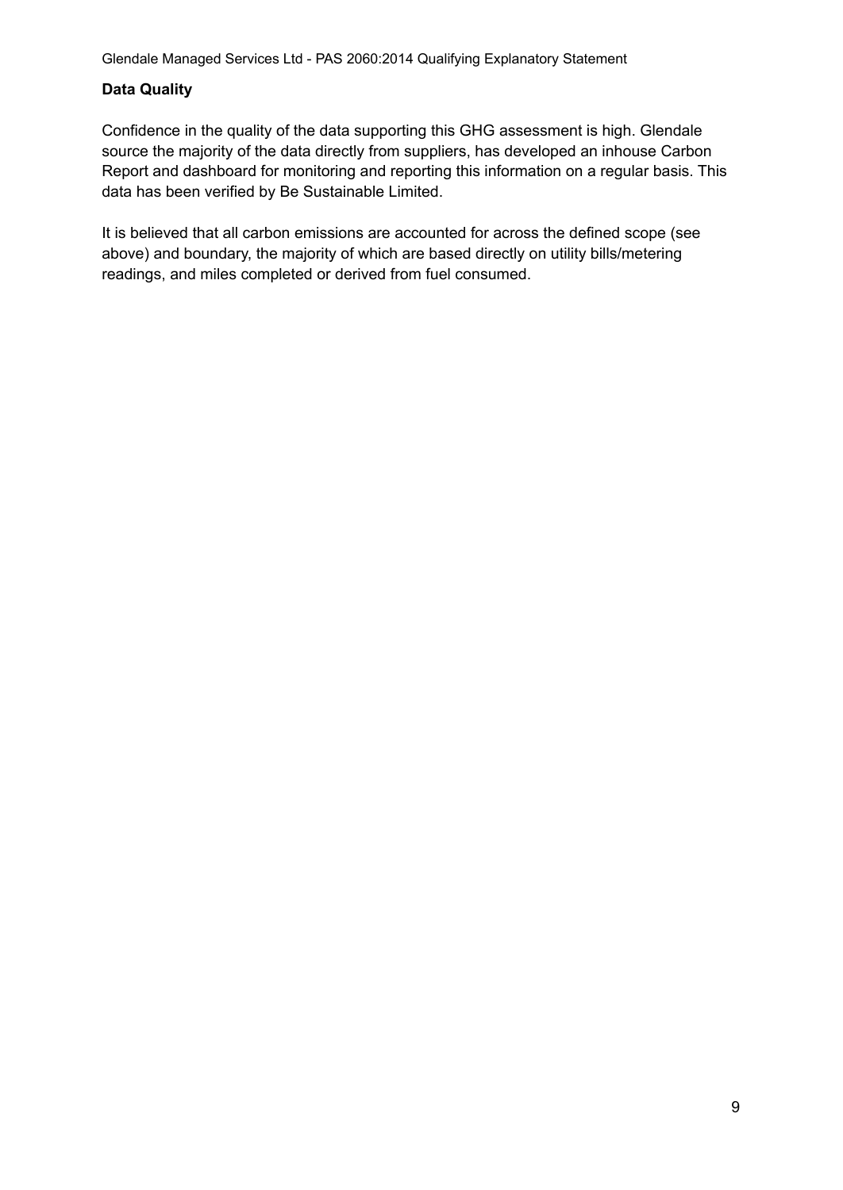**Data Quality**

Confidence in the quality of the data supporting this GHG assessment is high. Glendale source the majority of the data directly from suppliers, has developed an inhouse Carbon Report and dashboard for monitoring and reporting this information on a regular basis. This data has been verified by Be Sustainable Limited.

It is believed that all carbon emissions are accounted for across the defined scope (see above) and boundary, the majority of which are based directly on utility bills/metering readings, and miles completed or derived from fuel consumed.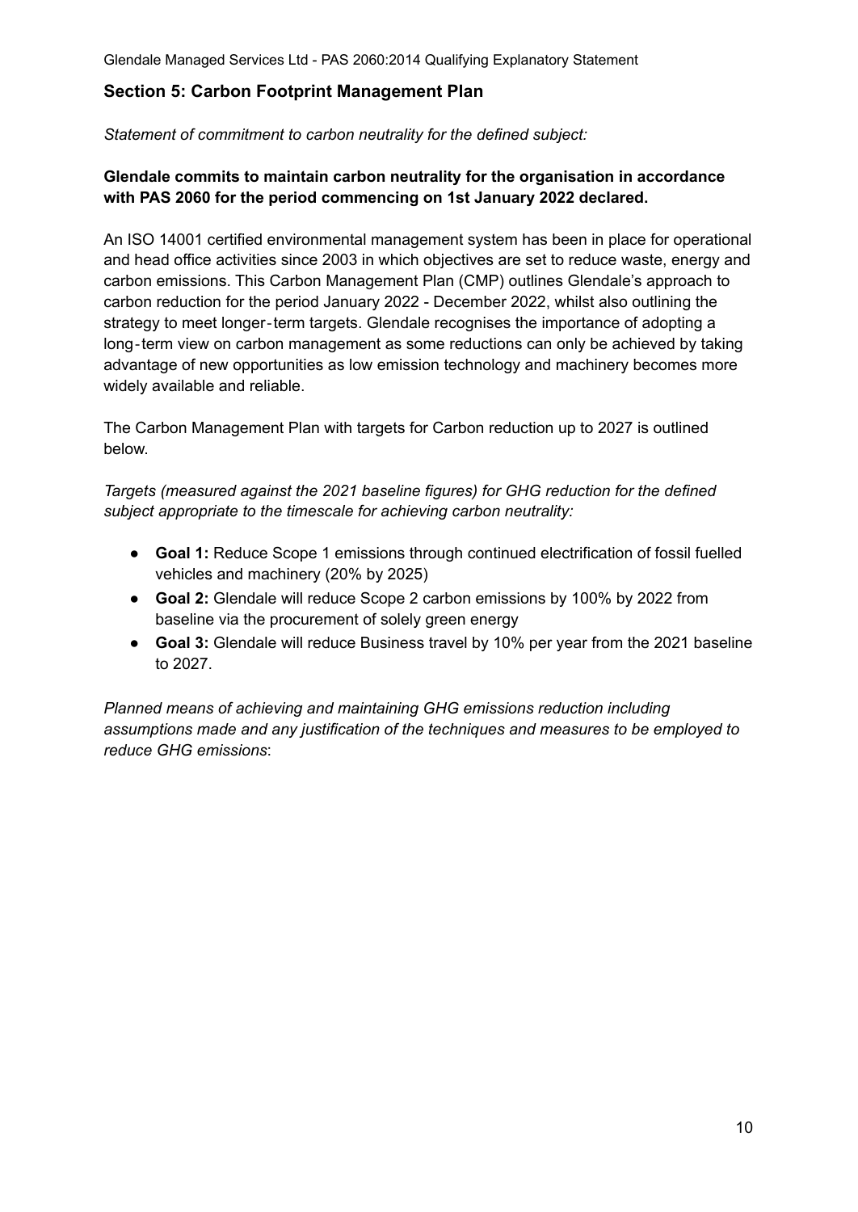## Section 5: Carbon Footprint Management Plan

*Statement of commitment to carbon neutrality for the defined subject:*

**Glendale commits to maintain carbon neutrality for the organisation in accordance with PAS 2060 for the period commencing on 1st January 2022 declared.**

An ISO 14001 certified environmental management system has been in place for operational and head office activities since 2003 in which objectives are set to reduce waste, energy and carbon emissions. This Carbon Management Plan (CMP) outlines Glendale's approach to carbon reduction for the period January 2022 - December 2022, whilst also outlining the strategy to meet longer-term targets. Glendale recognises the importance of adopting a long-term view on carbon management as some reductions can only be achieved by taking advantage of new opportunities as low emission technology and machinery becomes more widely available and reliable.

The Carbon Management Plan with targets for Carbon reduction up to 2027 is outlined below.

*Targets (measured against the 2021 baseline figures) for GHG reduction for the defined subject appropriate to the timescale for achieving carbon neutrality:*

- **Goal 1:** Reduce Scope 1 emissions through continued electrification of fossil fuelled vehicles and machinery (20% by 2025)
- **Goal 2:** Glendale will reduce Scope 2 carbon emissions by 100% by 2022 from baseline via the procurement of solely green energy
- **Goal 3:** Glendale will reduce Business travel by 10% per year from the 2021 baseline to 2027.

*Planned means of achieving and maintaining GHG emissions reduction including assumptions made and any justification of the techniques and measures to be employed to reduce GHG emissions*: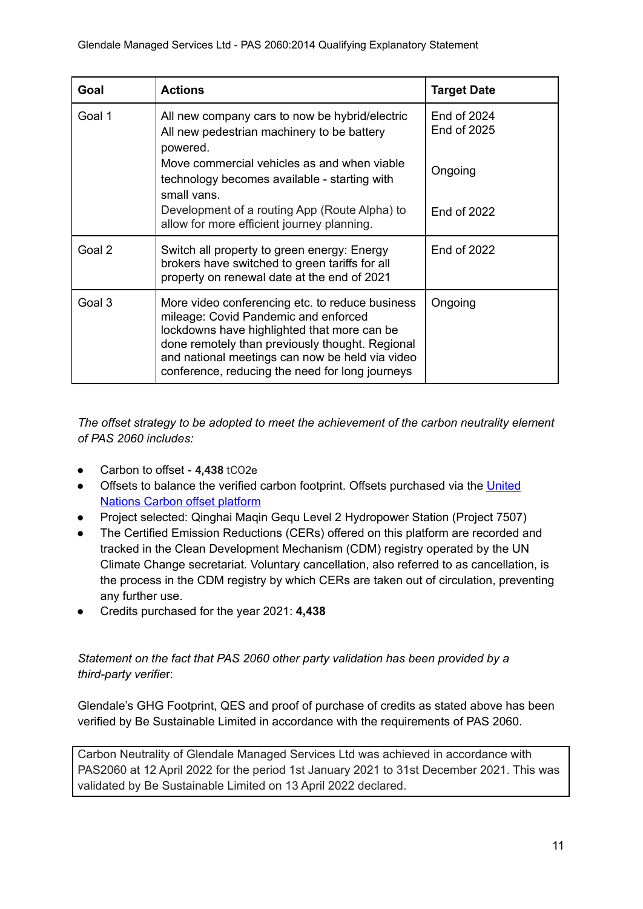| Goal | Actions | Target Date |
|---|---|---|
| Goal 1 | All new company cars to now be hybrid/electric<br>All new pedestrian machinery to be battery powered.<br>Move commercial vehicles as and when viable technology becomes available - starting with small vans.<br>Development of a routing App (Route Alpha) to allow for more efficient journey planning. | End of 2024<br>End of 2025<br><br>Ongoing<br><br>End of 2022 |
| Goal 2 | Switch all property to green energy: Energy brokers have switched to green tariffs for all property on renewal date at the end of 2021 | End of 2022 |
| Goal 3 | More video conferencing etc. to reduce business mileage: Covid Pandemic and enforced lockdowns have highlighted that more can be done remotely than previously thought. Regional and national meetings can now be held via video conference, reducing the need for long journeys | Ongoing |

*The offset strategy to be adopted to meet the achievement of the carbon neutrality element of PAS 2060 includes:*

- Carbon to offset - **4,438** $tCO_2e$
- Offsets to balance the verified carbon footprint. Offsets purchased via the United Nations Carbon offset platform
- Project selected: Qinghai Maqin Gequ Level 2 Hydropower Station (Project 7507)
- The Certified Emission Reductions (CERs) offered on this platform are recorded and tracked in the Clean Development Mechanism (CDM) registry operated by the UN Climate Change secretariat. Voluntary cancellation, also referred to as cancellation, is the process in the CDM registry by which CERs are taken out of circulation, preventing any further use.
- Credits purchased for the year 2021: **4,438**

*Statement on the fact that PAS 2060 other party validation has been provided by a third-party verifie*r:

Glendale's GHG Footprint, QES and proof of purchase of credits as stated above has been verified by Be Sustainable Limited in accordance with the requirements of PAS 2060.

Carbon Neutrality of Glendale Managed Services Ltd was achieved in accordance with PAS2060 at 12 April 2022 for the period 1st January 2021 to 31st December 2021. This was validated by Be Sustainable Limited on 13 April 2022 declared.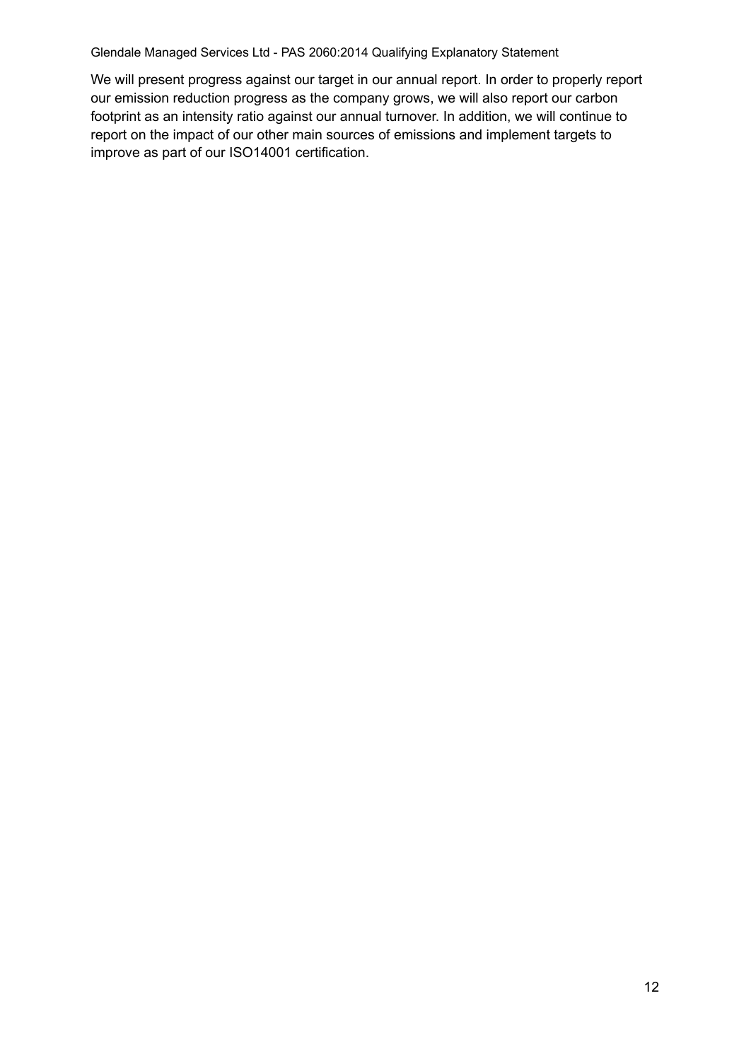We will present progress against our target in our annual report. In order to properly report our emission reduction progress as the company grows, we will also report our carbon footprint as an intensity ratio against our annual turnover. In addition, we will continue to report on the impact of our other main sources of emissions and implement targets to improve as part of our ISO14001 certification.